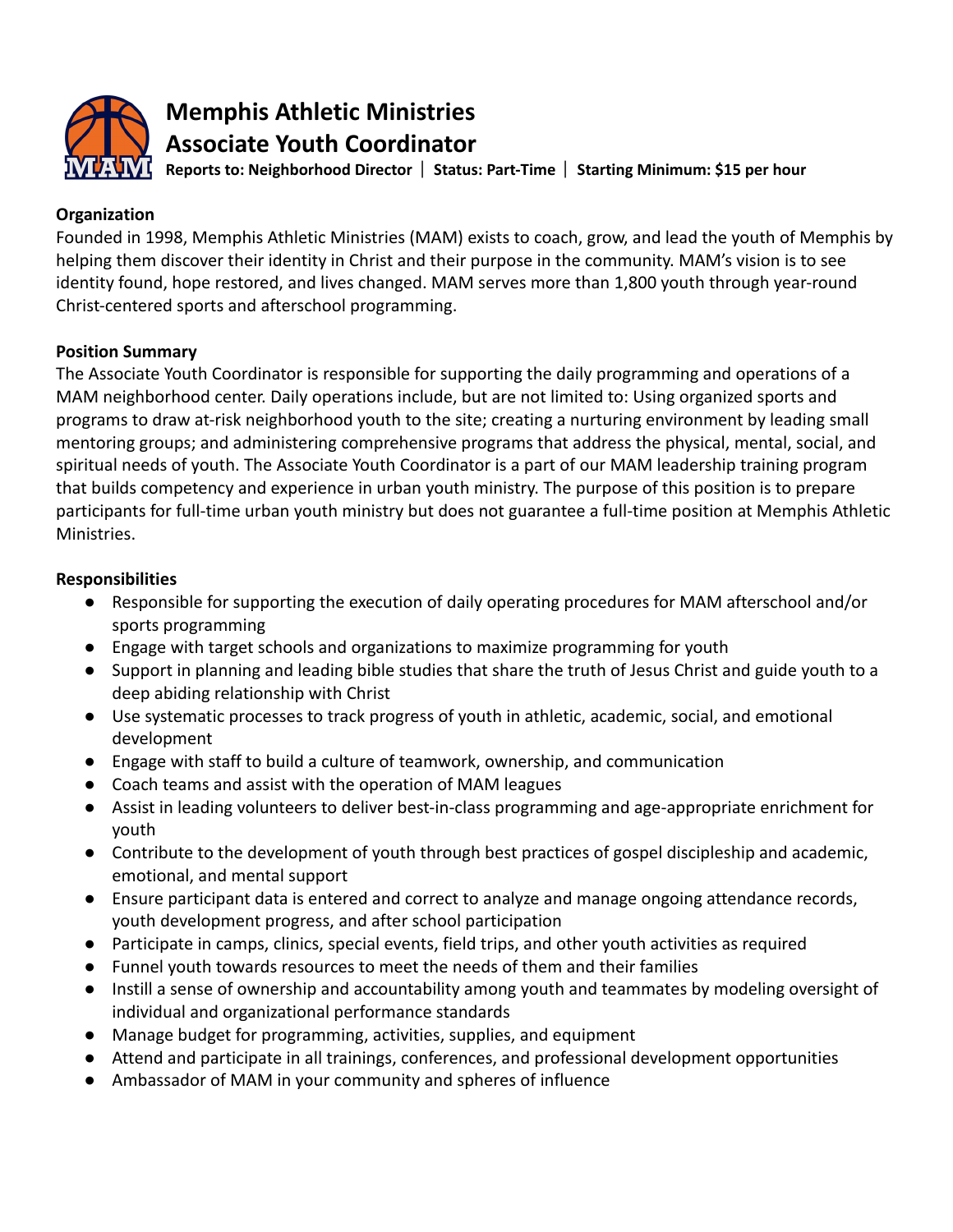# Memphis Athletic Ministries

## Associate Youth Coordinator

**Reports to: Neighborhood Director | Status: Part-Time | Starting Minimum: $15 per hour**

**Organization**

Founded in 1998, Memphis Athletic Ministries (MAM) exists to coach, grow, and lead the youth of Memphis by helping them discover their identity in Christ and their purpose in the community. MAM's vision is to see identity found, hope restored, and lives changed. MAM serves more than 1,800 youth through year-round Christ-centered sports and afterschool programming.

**Position Summary**

The Associate Youth Coordinator is responsible for supporting the daily programming and operations of a MAM neighborhood center. Daily operations include, but are not limited to: Using organized sports and programs to draw at-risk neighborhood youth to the site; creating a nurturing environment by leading small mentoring groups; and administering comprehensive programs that address the physical, mental, social, and spiritual needs of youth. The Associate Youth Coordinator is a part of our MAM leadership training program that builds competency and experience in urban youth ministry. The purpose of this position is to prepare participants for full-time urban youth ministry but does not guarantee a full-time position at Memphis Athletic Ministries.

**Responsibilities**

- Responsible for supporting the execution of daily operating procedures for MAM afterschool and/or sports programming
- Engage with target schools and organizations to maximize programming for youth
- Support in planning and leading bible studies that share the truth of Jesus Christ and guide youth to a deep abiding relationship with Christ
- Use systematic processes to track progress of youth in athletic, academic, social, and emotional development
- Engage with staff to build a culture of teamwork, ownership, and communication
- Coach teams and assist with the operation of MAM leagues
- Assist in leading volunteers to deliver best-in-class programming and age-appropriate enrichment for youth
- Contribute to the development of youth through best practices of gospel discipleship and academic, emotional, and mental support
- Ensure participant data is entered and correct to analyze and manage ongoing attendance records, youth development progress, and after school participation
- Participate in camps, clinics, special events, field trips, and other youth activities as required
- Funnel youth towards resources to meet the needs of them and their families
- Instill a sense of ownership and accountability among youth and teammates by modeling oversight of individual and organizational performance standards
- Manage budget for programming, activities, supplies, and equipment
- Attend and participate in all trainings, conferences, and professional development opportunities
- Ambassador of MAM in your community and spheres of influence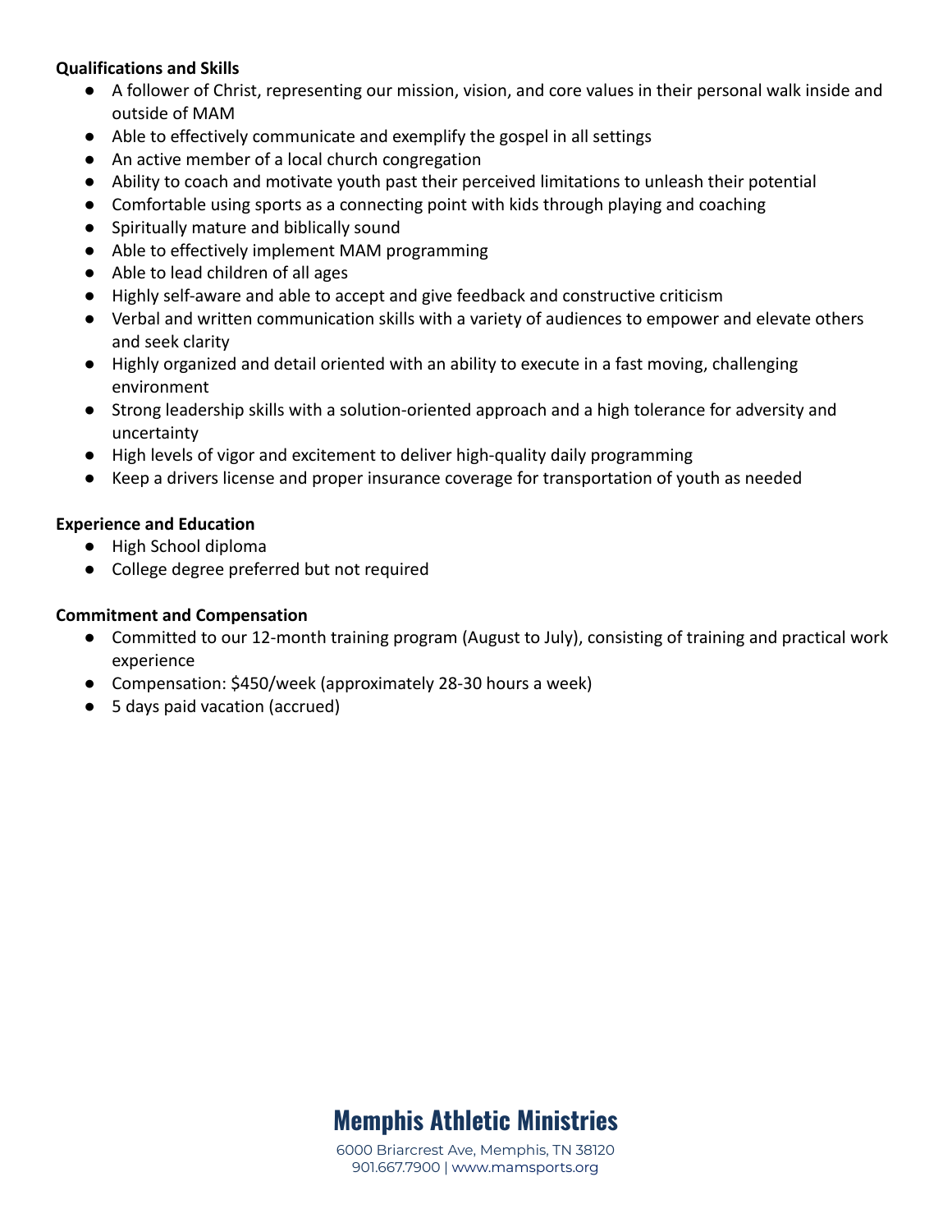**Qualifications and Skills**

- A follower of Christ, representing our mission, vision, and core values in their personal walk inside and outside of MAM
- Able to effectively communicate and exemplify the gospel in all settings
- An active member of a local church congregation
- Ability to coach and motivate youth past their perceived limitations to unleash their potential
- Comfortable using sports as a connecting point with kids through playing and coaching
- Spiritually mature and biblically sound
- Able to effectively implement MAM programming
- Able to lead children of all ages
- Highly self-aware and able to accept and give feedback and constructive criticism
- Verbal and written communication skills with a variety of audiences to empower and elevate others and seek clarity
- Highly organized and detail oriented with an ability to execute in a fast moving, challenging environment
- Strong leadership skills with a solution-oriented approach and a high tolerance for adversity and uncertainty
- High levels of vigor and excitement to deliver high-quality daily programming
- Keep a drivers license and proper insurance coverage for transportation of youth as needed

**Experience and Education**

- High School diploma
- College degree preferred but not required

**Commitment and Compensation**

- Committed to our 12-month training program (August to July), consisting of training and practical work experience
- Compensation: $450/week (approximately 28-30 hours a week)
- 5 days paid vacation (accrued)

**Memphis Athletic Ministries**

6000 Briarcrest Ave, Memphis, TN 38120
901.667.7900 | www.mamsports.org